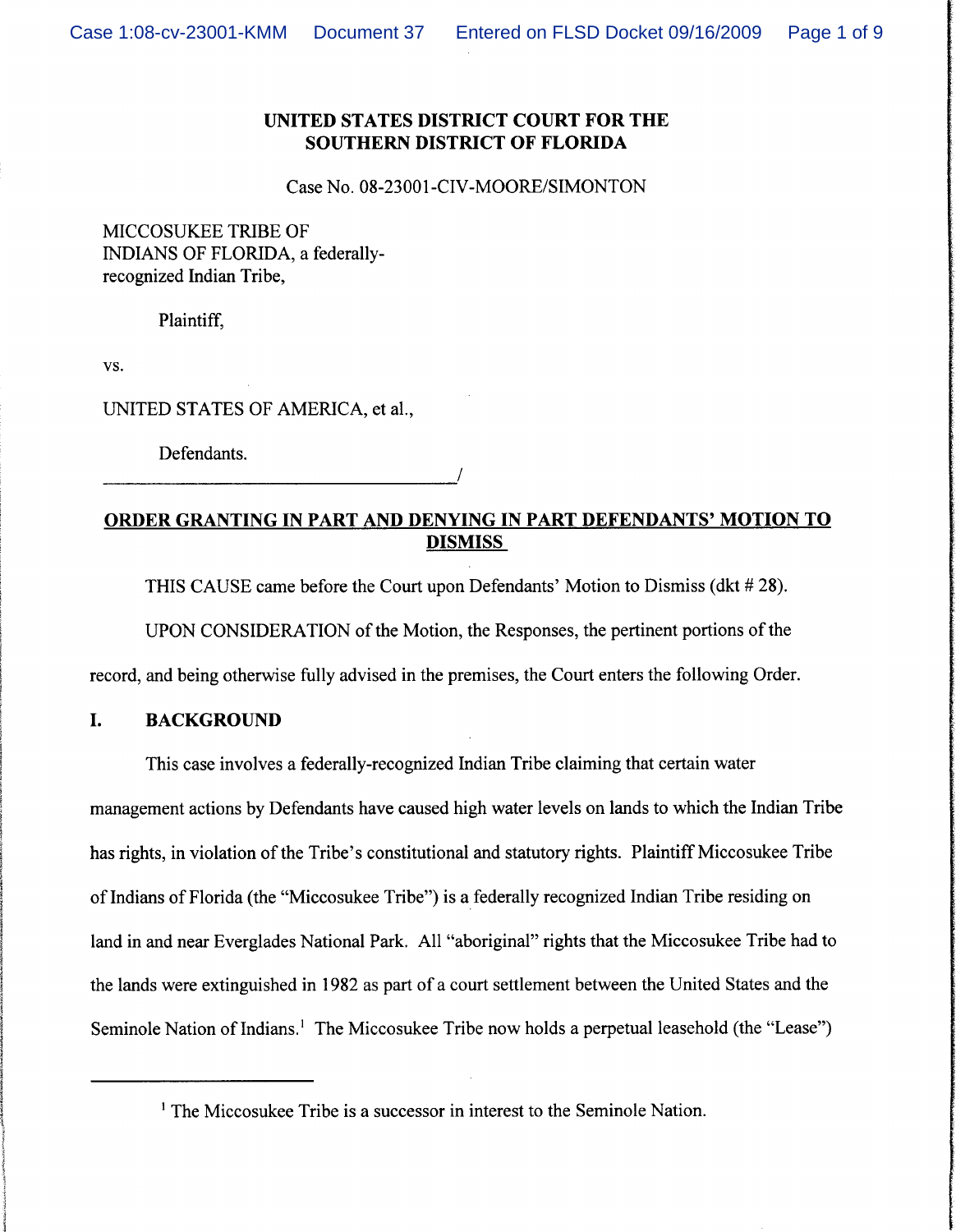**UNITED STATES DISTRICT COURT FOR THE SOUTHERN DISTRICT OF FLORIDA**

Case No. 08-23001-CIV-MOORE/SIMONTON

MICCOSUKEE TRIBE OF INDIANS OF FLORIDA, a federally-recognized Indian Tribe,

Plaintiff,

vs.

UNITED STATES OF AMERICA, et al.,

Defendants.

_______________________________________/

**ORDER GRANTING IN PART AND DENYING IN PART DEFENDANTS' MOTION TO DISMISS**

THIS CAUSE came before the Court upon Defendants' Motion to Dismiss (dkt # 28).

UPON CONSIDERATION of the Motion, the Responses, the pertinent portions of the record, and being otherwise fully advised in the premises, the Court enters the following Order.

## I. BACKGROUND

This case involves a federally-recognized Indian Tribe claiming that certain water management actions by Defendants have caused high water levels on lands to which the Indian Tribe has rights, in violation of the Tribe's constitutional and statutory rights. Plaintiff Miccosukee Tribe of Indians of Florida (the "Miccosukee Tribe") is a federally recognized Indian Tribe residing on land in and near Everglades National Park. All "aboriginal" rights that the Miccosukee Tribe had to the lands were extinguished in 1982 as part of a court settlement between the United States and the Seminole Nation of Indians.[1] The Miccosukee Tribe now holds a perpetual leasehold (the "Lease")

[1] The Miccosukee Tribe is a successor in interest to the Seminole Nation.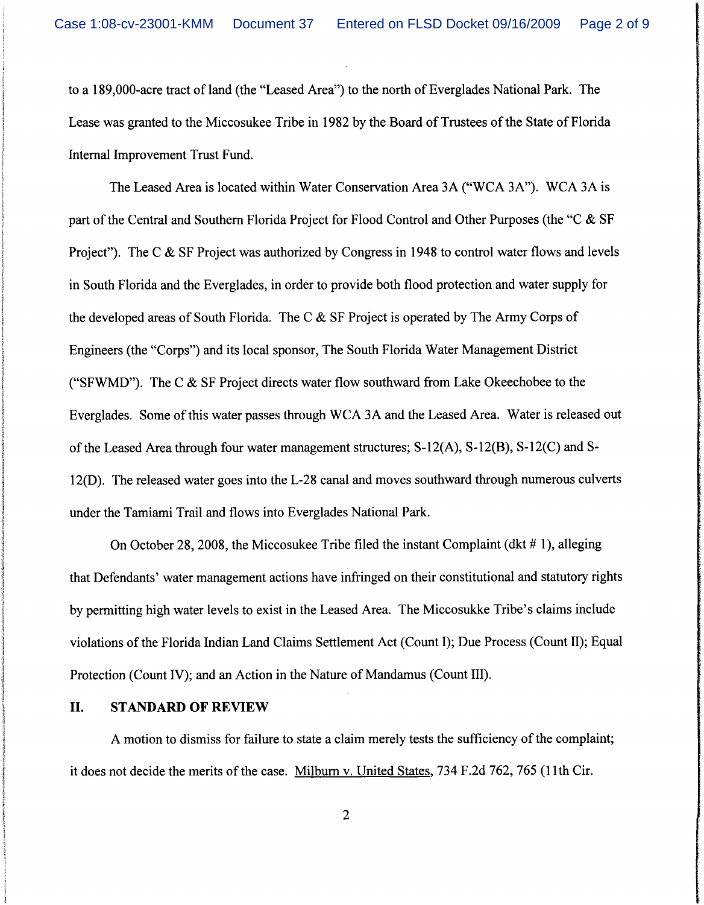to a 189,000-acre tract of land (the "Leased Area") to the north of Everglades National Park. The Lease was granted to the Miccosukee Tribe in 1982 by the Board of Trustees of the State of Florida Internal Improvement Trust Fund.

The Leased Area is located within Water Conservation Area 3A ("WCA 3A"). WCA 3A is part of the Central and Southern Florida Project for Flood Control and Other Purposes (the "C & SF Project"). The C & SF Project was authorized by Congress in 1948 to control water flows and levels in South Florida and the Everglades, in order to provide both flood protection and water supply for the developed areas of South Florida. The C & SF Project is operated by The Army Corps of Engineers (the "Corps") and its local sponsor, The South Florida Water Management District ("SFWMD"). The C & SF Project directs water flow southward from Lake Okeechobee to the Everglades. Some of this water passes through WCA 3A and the Leased Area. Water is released out of the Leased Area through four water management structures; S-12(A), S-12(B), S-12(C) and S-12(D). The released water goes into the L-28 canal and moves southward through numerous culverts under the Tamiami Trail and flows into Everglades National Park.

On October 28, 2008, the Miccosukee Tribe filed the instant Complaint (dkt # 1), alleging that Defendants' water management actions have infringed on their constitutional and statutory rights by permitting high water levels to exist in the Leased Area. The Miccosukke Tribe's claims include violations of the Florida Indian Land Claims Settlement Act (Count I); Due Process (Count II); Equal Protection (Count IV); and an Action in the Nature of Mandamus (Count III).

## II. STANDARD OF REVIEW

A motion to dismiss for failure to state a claim merely tests the sufficiency of the complaint; it does not decide the merits of the case. Milburn v. United States, 734 F.2d 762, 765 (11th Cir.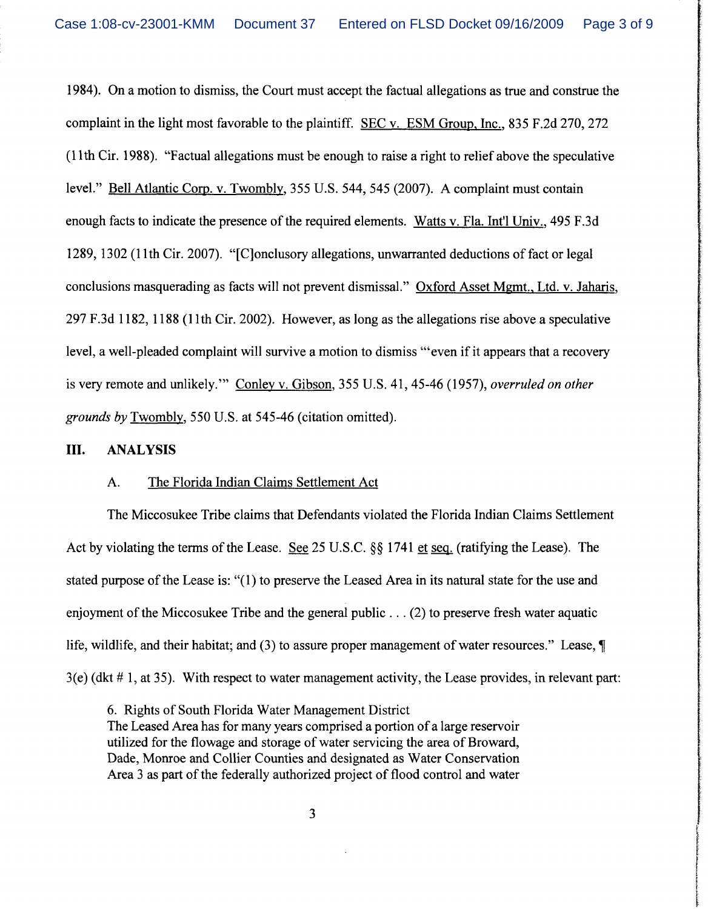1984). On a motion to dismiss, the Court must accept the factual allegations as true and construe the complaint in the light most favorable to the plaintiff. SEC v. ESM Group, Inc., 835 F.2d 270, 272 (11th Cir. 1988). "Factual allegations must be enough to raise a right to relief above the speculative level." Bell Atlantic Corp. v. Twombly, 355 U.S. 544, 545 (2007). A complaint must contain enough facts to indicate the presence of the required elements. Watts v. Fla. Int'l Univ., 495 F.3d 1289, 1302 (11th Cir. 2007). "[C]onclusory allegations, unwarranted deductions of fact or legal conclusions masquerading as facts will not prevent dismissal." Oxford Asset Mgmt., Ltd. v. Jaharis, 297 F.3d 1182, 1188 (11th Cir. 2002). However, as long as the allegations rise above a speculative level, a well-pleaded complaint will survive a motion to dismiss "'even if it appears that a recovery is very remote and unlikely.'" Conley v. Gibson, 355 U.S. 41, 45-46 (1957), *overruled on other grounds by* Twombly, 550 U.S. at 545-46 (citation omitted).

## III. ANALYSIS

### A. The Florida Indian Claims Settlement Act

The Miccosukee Tribe claims that Defendants violated the Florida Indian Claims Settlement Act by violating the terms of the Lease. See 25 U.S.C. §§ 1741 et seq. (ratifying the Lease). The stated purpose of the Lease is: "(1) to preserve the Leased Area in its natural state for the use and enjoyment of the Miccosukee Tribe and the general public . . . (2) to preserve fresh water aquatic life, wildlife, and their habitat; and (3) to assure proper management of water resources." Lease, ¶ 3(e) (dkt # 1, at 35). With respect to water management activity, the Lease provides, in relevant part:

> 6. Rights of South Florida Water Management District
> The Leased Area has for many years comprised a portion of a large reservoir utilized for the flowage and storage of water servicing the area of Broward, Dade, Monroe and Collier Counties and designated as Water Conservation Area 3 as part of the federally authorized project of flood control and water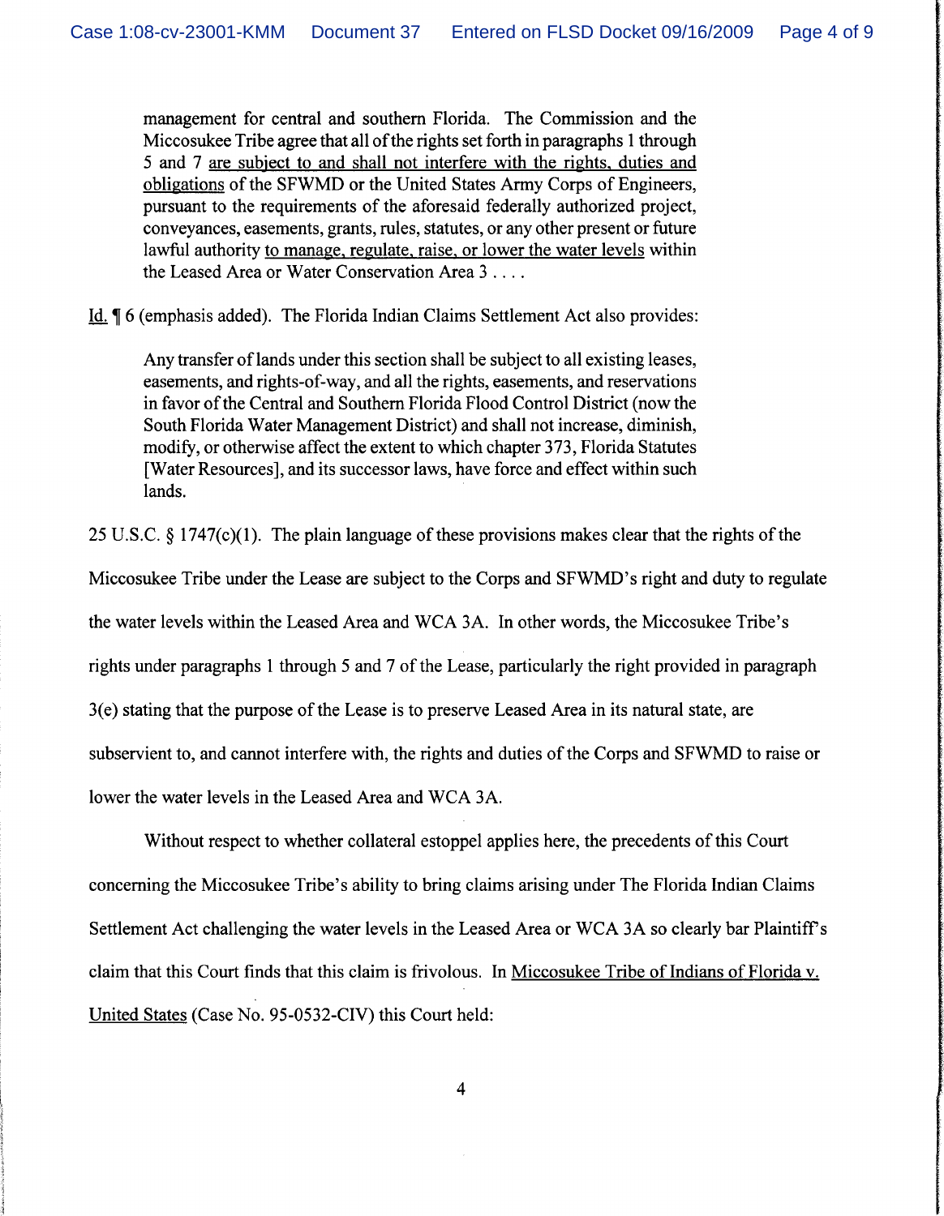> management for central and southern Florida. The Commission and the Miccosukee Tribe agree that all of the rights set forth in paragraphs 1 through 5 and 7 <u>are subject to and shall not interfere with the rights, duties and obligations</u> of the SFWMD or the United States Army Corps of Engineers, pursuant to the requirements of the aforesaid federally authorized project, conveyances, easements, grants, rules, statutes, or any other present or future lawful authority <u>to manage, regulate, raise, or lower the water levels</u> within the Leased Area or Water Conservation Area 3 . . . .

<u>Id.</u> ¶ 6 (emphasis added). The Florida Indian Claims Settlement Act also provides:

> Any transfer of lands under this section shall be subject to all existing leases, easements, and rights-of-way, and all the rights, easements, and reservations in favor of the Central and Southern Florida Flood Control District (now the South Florida Water Management District) and shall not increase, diminish, modify, or otherwise affect the extent to which chapter 373, Florida Statutes [Water Resources], and its successor laws, have force and effect within such lands.

25 U.S.C. § 1747(c)(1). The plain language of these provisions makes clear that the rights of the Miccosukee Tribe under the Lease are subject to the Corps and SFWMD's right and duty to regulate the water levels within the Leased Area and WCA 3A. In other words, the Miccosukee Tribe's rights under paragraphs 1 through 5 and 7 of the Lease, particularly the right provided in paragraph 3(e) stating that the purpose of the Lease is to preserve Leased Area in its natural state, are subservient to, and cannot interfere with, the rights and duties of the Corps and SFWMD to raise or lower the water levels in the Leased Area and WCA 3A.

Without respect to whether collateral estoppel applies here, the precedents of this Court concerning the Miccosukee Tribe's ability to bring claims arising under The Florida Indian Claims Settlement Act challenging the water levels in the Leased Area or WCA 3A so clearly bar Plaintiff's claim that this Court finds that this claim is frivolous. In <u>Miccosukee Tribe of Indians of Florida v. United States</u> (Case No. 95-0532-CIV) this Court held: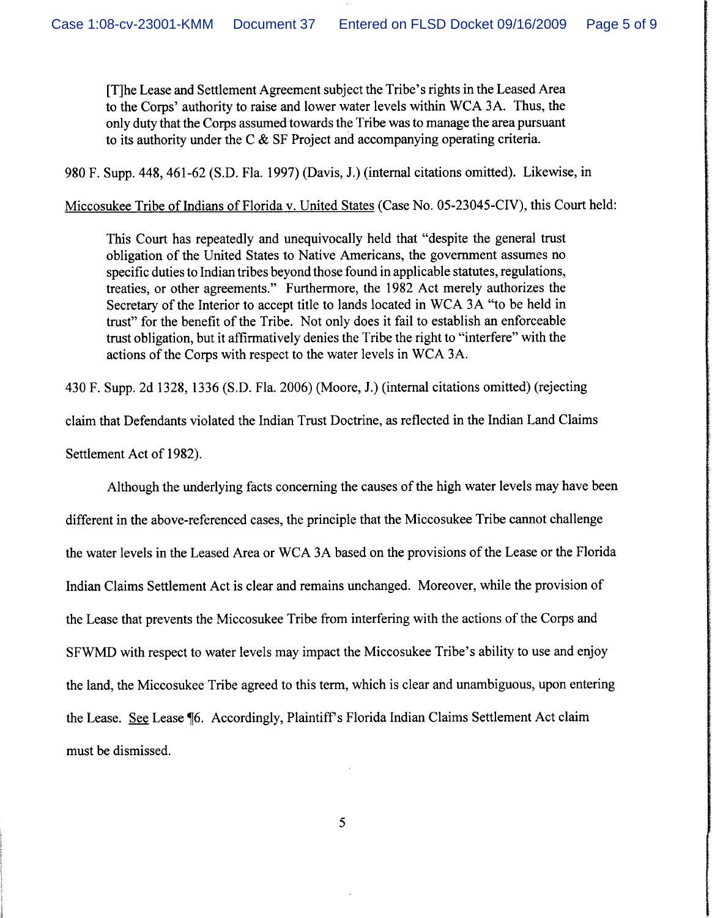> [T]he Lease and Settlement Agreement subject the Tribe's rights in the Leased Area to the Corps' authority to raise and lower water levels within WCA 3A. Thus, the only duty that the Corps assumed towards the Tribe was to manage the area pursuant to its authority under the C & SF Project and accompanying operating criteria.

980 F. Supp. 448, 461-62 (S.D. Fla. 1997) (Davis, J.) (internal citations omitted). Likewise, in Miccosukee Tribe of Indians of Florida v. United States (Case No. 05-23045-CIV), this Court held:

> This Court has repeatedly and unequivocally held that "despite the general trust obligation of the United States to Native Americans, the government assumes no specific duties to Indian tribes beyond those found in applicable statutes, regulations, treaties, or other agreements." Furthermore, the 1982 Act merely authorizes the Secretary of the Interior to accept title to lands located in WCA 3A "to be held in trust" for the benefit of the Tribe. Not only does it fail to establish an enforceable trust obligation, but it affirmatively denies the Tribe the right to "interfere" with the actions of the Corps with respect to the water levels in WCA 3A.

430 F. Supp. 2d 1328, 1336 (S.D. Fla. 2006) (Moore, J.) (internal citations omitted) (rejecting claim that Defendants violated the Indian Trust Doctrine, as reflected in the Indian Land Claims Settlement Act of 1982).

Although the underlying facts concerning the causes of the high water levels may have been different in the above-referenced cases, the principle that the Miccosukee Tribe cannot challenge the water levels in the Leased Area or WCA 3A based on the provisions of the Lease or the Florida Indian Claims Settlement Act is clear and remains unchanged. Moreover, while the provision of the Lease that prevents the Miccosukee Tribe from interfering with the actions of the Corps and SFWMD with respect to water levels may impact the Miccosukee Tribe's ability to use and enjoy the land, the Miccosukee Tribe agreed to this term, which is clear and unambiguous, upon entering the Lease. See Lease ¶6. Accordingly, Plaintiff's Florida Indian Claims Settlement Act claim must be dismissed.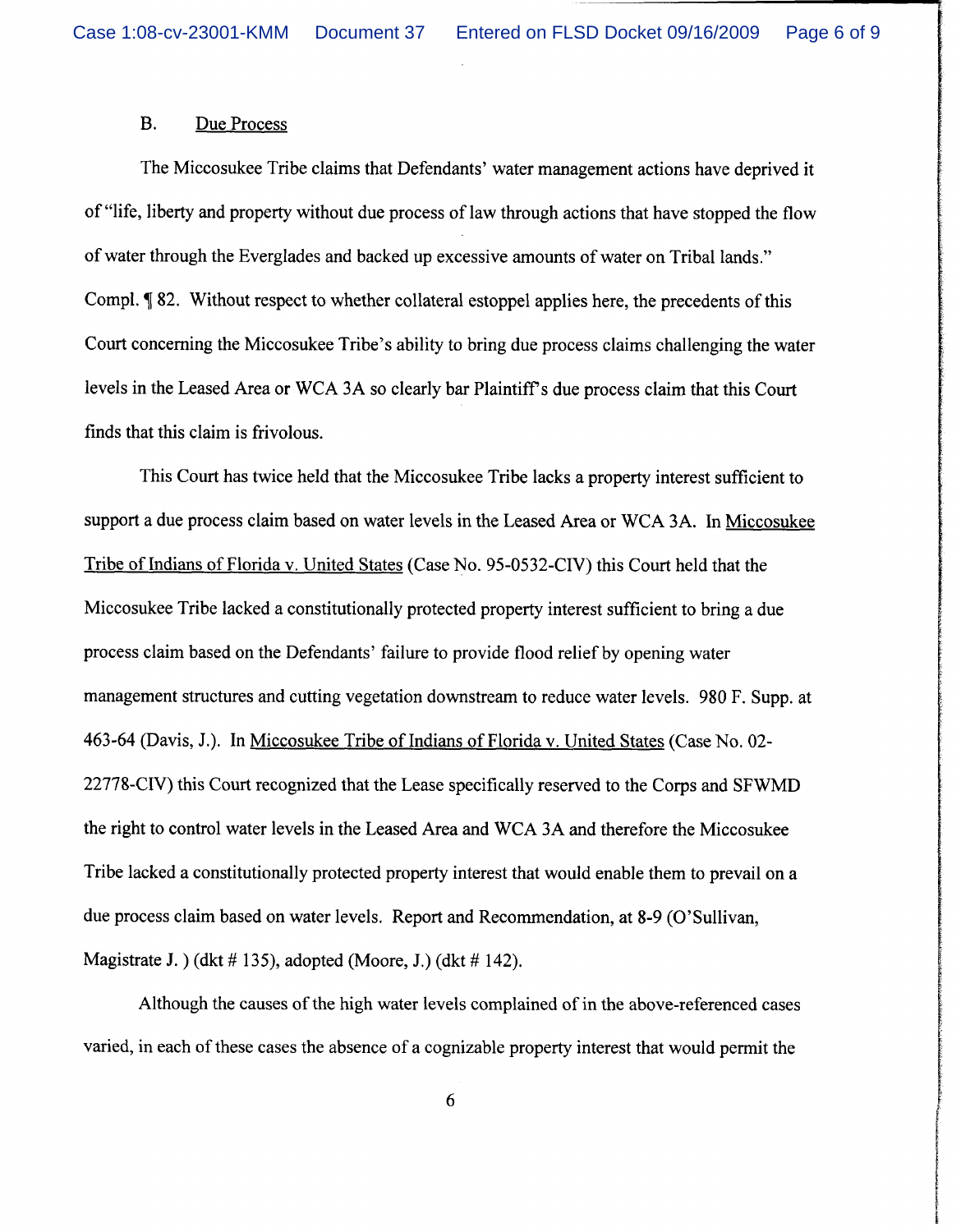### B. Due Process

The Miccosukee Tribe claims that Defendants' water management actions have deprived it of "life, liberty and property without due process of law through actions that have stopped the flow of water through the Everglades and backed up excessive amounts of water on Tribal lands." Compl. ¶ 82. Without respect to whether collateral estoppel applies here, the precedents of this Court concerning the Miccosukee Tribe's ability to bring due process claims challenging the water levels in the Leased Area or WCA 3A so clearly bar Plaintiff's due process claim that this Court finds that this claim is frivolous.

This Court has twice held that the Miccosukee Tribe lacks a property interest sufficient to support a due process claim based on water levels in the Leased Area or WCA 3A. In Miccosukee Tribe of Indians of Florida v. United States (Case No. 95-0532-CIV) this Court held that the Miccosukee Tribe lacked a constitutionally protected property interest sufficient to bring a due process claim based on the Defendants' failure to provide flood relief by opening water management structures and cutting vegetation downstream to reduce water levels. 980 F. Supp. at 463-64 (Davis, J.). In Miccosukee Tribe of Indians of Florida v. United States (Case No. 02-22778-CIV) this Court recognized that the Lease specifically reserved to the Corps and SFWMD the right to control water levels in the Leased Area and WCA 3A and therefore the Miccosukee Tribe lacked a constitutionally protected property interest that would enable them to prevail on a due process claim based on water levels. Report and Recommendation, at 8-9 (O'Sullivan, Magistrate J. ) (dkt # 135), adopted (Moore, J.) (dkt # 142).

Although the causes of the high water levels complained of in the above-referenced cases varied, in each of these cases the absence of a cognizable property interest that would permit the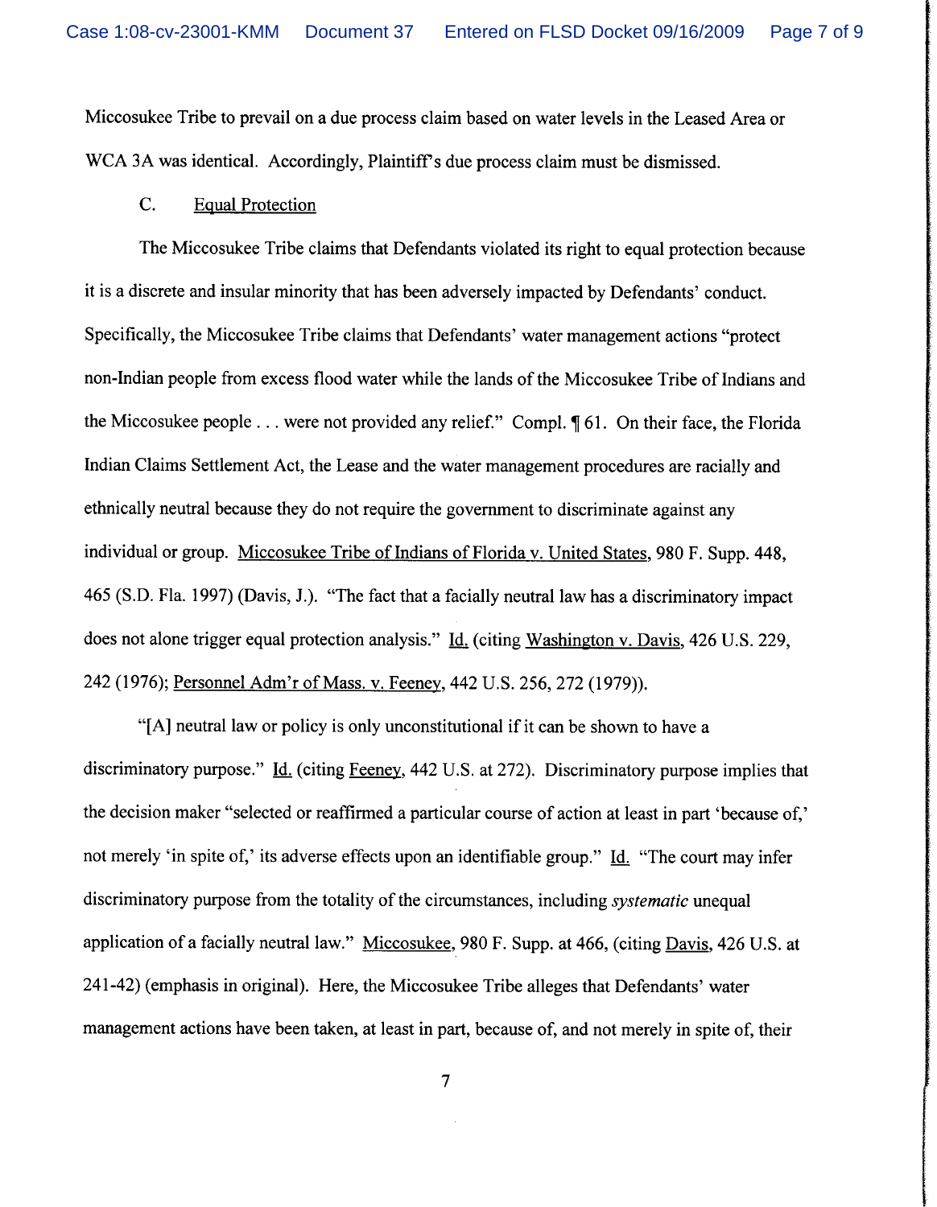Miccosukee Tribe to prevail on a due process claim based on water levels in the Leased Area or WCA 3A was identical. Accordingly, Plaintiff's due process claim must be dismissed.

C. Equal Protection

The Miccosukee Tribe claims that Defendants violated its right to equal protection because it is a discrete and insular minority that has been adversely impacted by Defendants' conduct. Specifically, the Miccosukee Tribe claims that Defendants' water management actions "protect non-Indian people from excess flood water while the lands of the Miccosukee Tribe of Indians and the Miccosukee people . . . were not provided any relief." Compl. ¶ 61. On their face, the Florida Indian Claims Settlement Act, the Lease and the water management procedures are racially and ethnically neutral because they do not require the government to discriminate against any individual or group. Miccosukee Tribe of Indians of Florida v. United States, 980 F. Supp. 448, 465 (S.D. Fla. 1997) (Davis, J.). "The fact that a facially neutral law has a discriminatory impact does not alone trigger equal protection analysis." Id. (citing Washington v. Davis, 426 U.S. 229, 242 (1976); Personnel Adm'r of Mass. v. Feeney, 442 U.S. 256, 272 (1979)).

"[A] neutral law or policy is only unconstitutional if it can be shown to have a discriminatory purpose." Id. (citing Feeney, 442 U.S. at 272). Discriminatory purpose implies that the decision maker "selected or reaffirmed a particular course of action at least in part 'because of,' not merely 'in spite of,' its adverse effects upon an identifiable group." Id. "The court may infer discriminatory purpose from the totality of the circumstances, including *systematic* unequal application of a facially neutral law." Miccosukee, 980 F. Supp. at 466, (citing Davis, 426 U.S. at 241-42) (emphasis in original). Here, the Miccosukee Tribe alleges that Defendants' water management actions have been taken, at least in part, because of, and not merely in spite of, their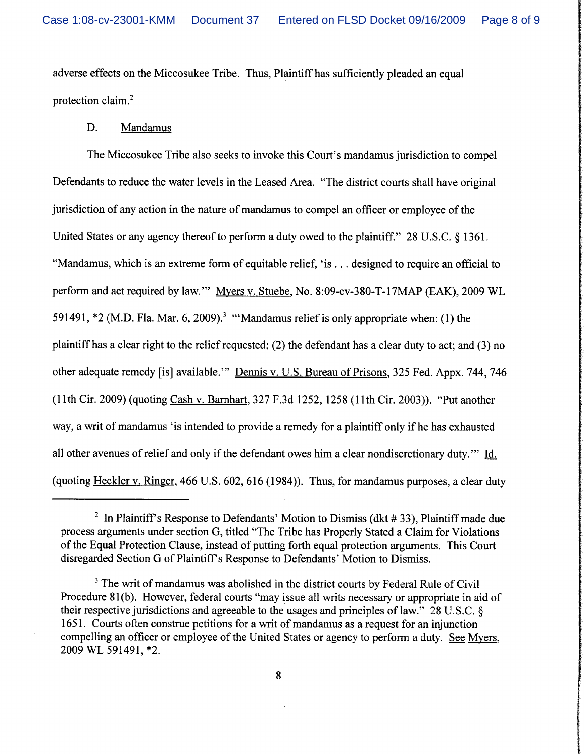adverse effects on the Miccosukee Tribe. Thus, Plaintiff has sufficiently pleaded an equal protection claim.[2]

D. Mandamus

The Miccosukee Tribe also seeks to invoke this Court's mandamus jurisdiction to compel Defendants to reduce the water levels in the Leased Area. "The district courts shall have original jurisdiction of any action in the nature of mandamus to compel an officer or employee of the United States or any agency thereof to perform a duty owed to the plaintiff." 28 U.S.C. § 1361. "Mandamus, which is an extreme form of equitable relief, 'is . . . designed to require an official to perform and act required by law.'" Myers v. Stuebe, No. 8:09-cv-380-T-17MAP (EAK), 2009 WL 591491, *2 (M.D. Fla. Mar. 6, 2009).[3] "'Mandamus relief is only appropriate when: (1) the plaintiff has a clear right to the relief requested; (2) the defendant has a clear duty to act; and (3) no other adequate remedy [is] available.'" Dennis v. U.S. Bureau of Prisons, 325 Fed. Appx. 744, 746 (11th Cir. 2009) (quoting Cash v. Barnhart, 327 F.3d 1252, 1258 (11th Cir. 2003)). "Put another way, a writ of mandamus 'is intended to provide a remedy for a plaintiff only if he has exhausted all other avenues of relief and only if the defendant owes him a clear nondiscretionary duty.'" Id. (quoting Heckler v. Ringer, 466 U.S. 602, 616 (1984)). Thus, for mandamus purposes, a clear duty

---

[2] In Plaintiff's Response to Defendants' Motion to Dismiss (dkt # 33), Plaintiff made due process arguments under section G, titled "The Tribe has Properly Stated a Claim for Violations of the Equal Protection Clause, instead of putting forth equal protection arguments. This Court disregarded Section G of Plaintiff's Response to Defendants' Motion to Dismiss.

[3] The writ of mandamus was abolished in the district courts by Federal Rule of Civil Procedure 81(b). However, federal courts "may issue all writs necessary or appropriate in aid of their respective jurisdictions and agreeable to the usages and principles of law." 28 U.S.C. § 1651. Courts often construe petitions for a writ of mandamus as a request for an injunction compelling an officer or employee of the United States or agency to perform a duty. See Myers, 2009 WL 591491, *2.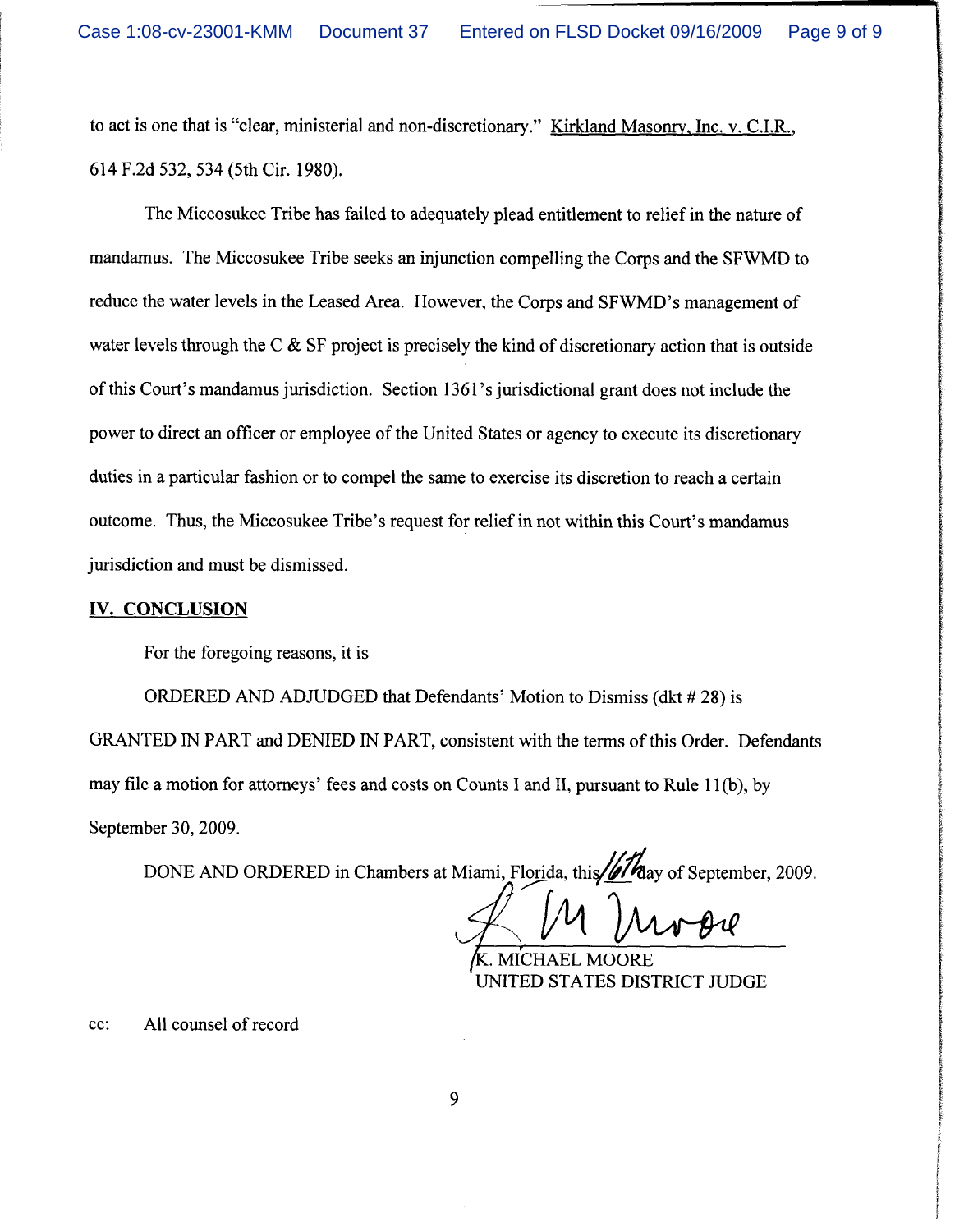to act is one that is "clear, ministerial and non-discretionary." Kirkland Masonry, Inc. v. C.I.R., 614 F.2d 532, 534 (5th Cir. 1980).

The Miccosukee Tribe has failed to adequately plead entitlement to relief in the nature of mandamus. The Miccosukee Tribe seeks an injunction compelling the Corps and the SFWMD to reduce the water levels in the Leased Area. However, the Corps and SFWMD's management of water levels through the C & SF project is precisely the kind of discretionary action that is outside of this Court's mandamus jurisdiction. Section 1361's jurisdictional grant does not include the power to direct an officer or employee of the United States or agency to execute its discretionary duties in a particular fashion or to compel the same to exercise its discretion to reach a certain outcome. Thus, the Miccosukee Tribe's request for relief in not within this Court's mandamus jurisdiction and must be dismissed.

## IV. CONCLUSION

For the foregoing reasons, it is

ORDERED AND ADJUDGED that Defendants' Motion to Dismiss (dkt # 28) is GRANTED IN PART and DENIED IN PART, consistent with the terms of this Order. Defendants may file a motion for attorneys' fees and costs on Counts I and II, pursuant to Rule 11(b), by September 30, 2009.

DONE AND ORDERED in Chambers at Miami, Florida, this 16th day of September, 2009.

K. MICHAEL MOORE
UNITED STATES DISTRICT JUDGE

cc: All counsel of record